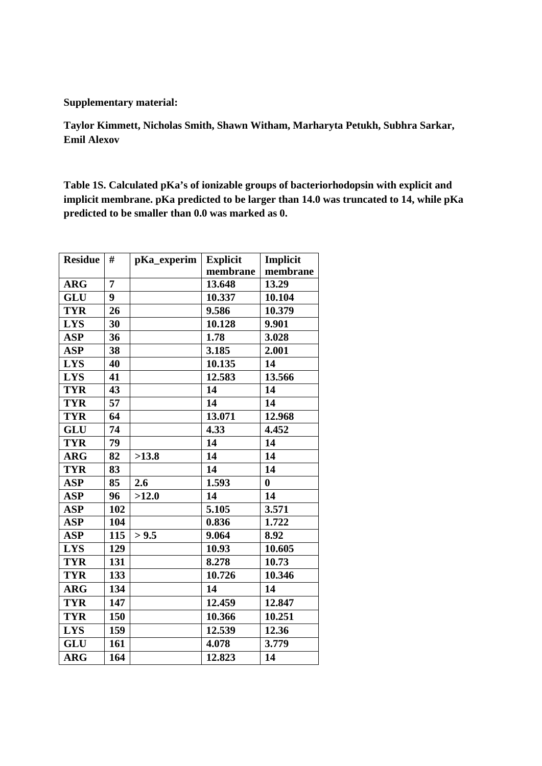**Supplementary material:**

**Taylor Kimmett, Nicholas Smith, Shawn Witham, Marharyta Petukh, Subhra Sarkar, Emil Alexov**

**Table 1S. Calculated pKa's of ionizable groups of bacteriorhodopsin with explicit and implicit membrane. pKa predicted to be larger than 14.0 was truncated to 14, while pKa predicted to be smaller than 0.0 was marked as 0.**

| Residue | # | pKa_experim | Explicit membrane | Implicit membrane |
|---|---|---|---|---|
| ARG | 7 | | 13.648 | 13.29 |
| GLU | 9 | | 10.337 | 10.104 |
| TYR | 26 | | 9.586 | 10.379 |
| LYS | 30 | | 10.128 | 9.901 |
| ASP | 36 | | 1.78 | 3.028 |
| ASP | 38 | | 3.185 | 2.001 |
| LYS | 40 | | 10.135 | 14 |
| LYS | 41 | | 12.583 | 13.566 |
| TYR | 43 | | 14 | 14 |
| TYR | 57 | | 14 | 14 |
| TYR | 64 | | 13.071 | 12.968 |
| GLU | 74 | | 4.33 | 4.452 |
| TYR | 79 | | 14 | 14 |
| ARG | 82 | >13.8 | 14 | 14 |
| TYR | 83 | | 14 | 14 |
| ASP | 85 | 2.6 | 1.593 | 0 |
| ASP | 96 | >12.0 | 14 | 14 |
| ASP | 102 | | 5.105 | 3.571 |
| ASP | 104 | | 0.836 | 1.722 |
| ASP | 115 | > 9.5 | 9.064 | 8.92 |
| LYS | 129 | | 10.93 | 10.605 |
| TYR | 131 | | 8.278 | 10.73 |
| TYR | 133 | | 10.726 | 10.346 |
| ARG | 134 | | 14 | 14 |
| TYR | 147 | | 12.459 | 12.847 |
| TYR | 150 | | 10.366 | 10.251 |
| LYS | 159 | | 12.539 | 12.36 |
| GLU | 161 | | 4.078 | 3.779 |
| ARG | 164 | | 12.823 | 14 |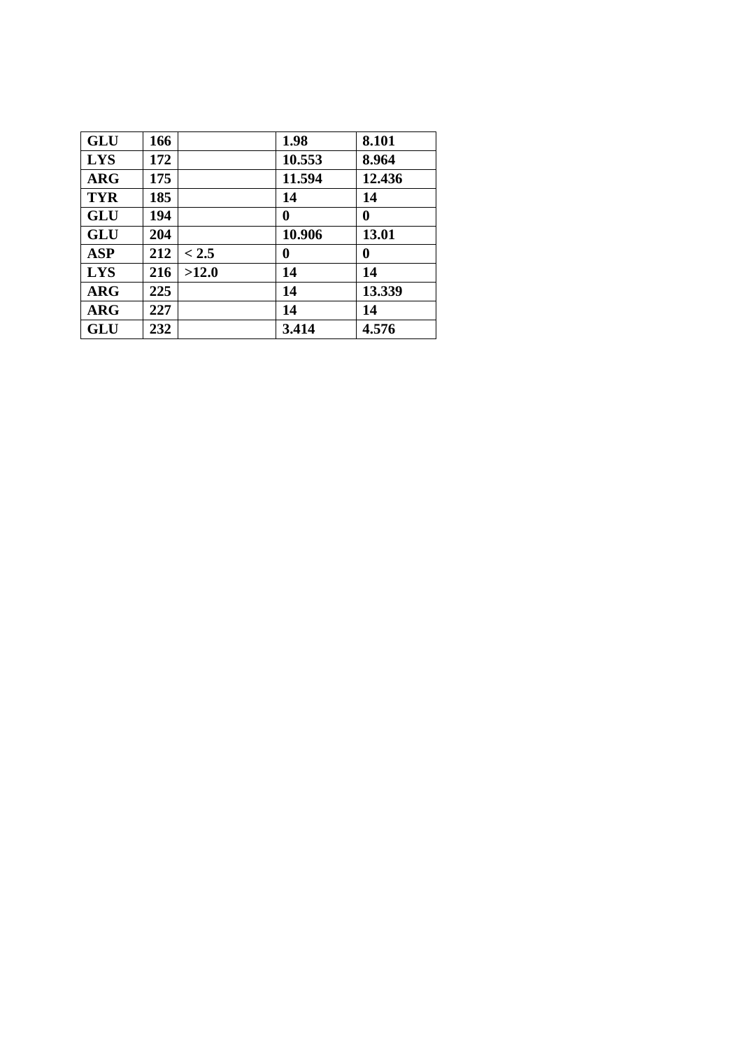| | | | | |
|---|---|---|---|---|
| **GLU** | **166** | | **1.98** | **8.101** |
| **LYS** | **172** | | **10.553** | **8.964** |
| **ARG** | **175** | | **11.594** | **12.436** |
| **TYR** | **185** | | **14** | **14** |
| **GLU** | **194** | | **0** | **0** |
| **GLU** | **204** | | **10.906** | **13.01** |
| **ASP** | **212** | **< 2.5** | **0** | **0** |
| **LYS** | **216** | **>12.0** | **14** | **14** |
| **ARG** | **225** | | **14** | **13.339** |
| **ARG** | **227** | | **14** | **14** |
| **GLU** | **232** | | **3.414** | **4.576** |